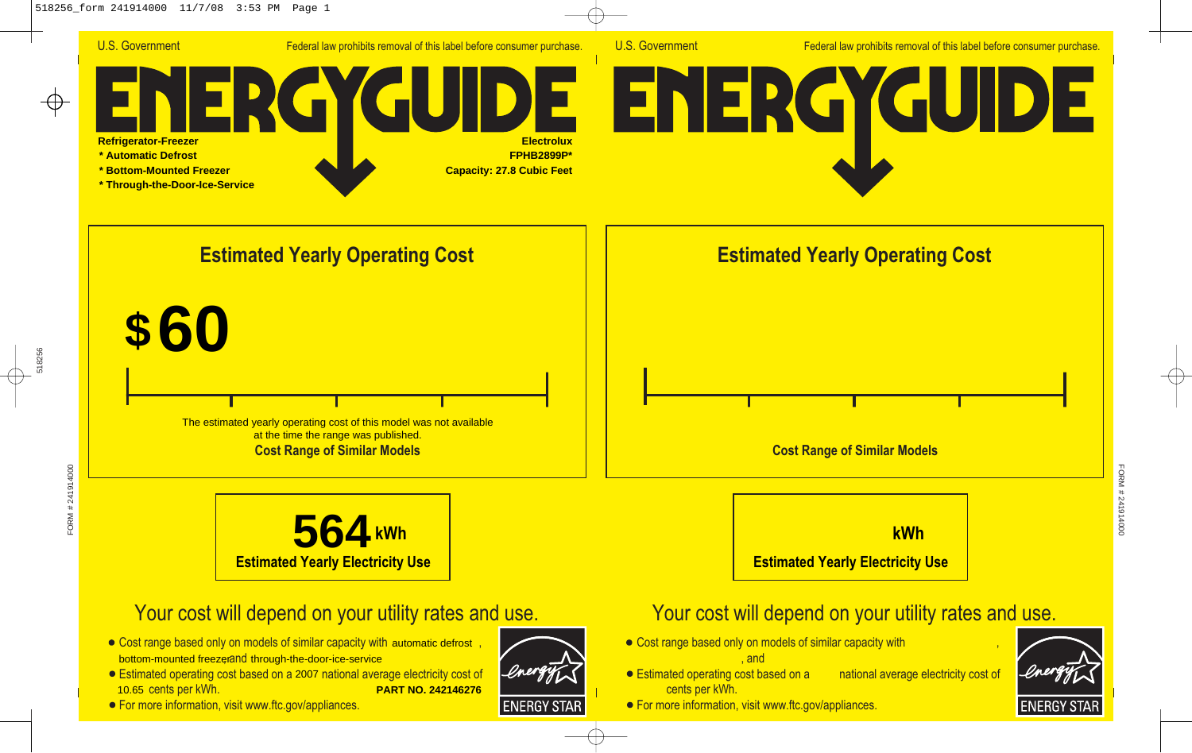U.S. Government

Federal law prohibits removal of this label before consumer purchase.

# ENERGYGUIDE

**Refrigerator-Freezer**
**\* Automatic Defrost**
**\* Bottom-Mounted Freezer**
**\* Through-the-Door-Ice-Service**

**Electrolux**
**FPHB2899P\***
**Capacity: 27.8 Cubic Feet**

## Estimated Yearly Operating Cost

**$60**

The estimated yearly operating cost of this model was not available at the time the range was published.

**Cost Range of Similar Models**

**564 kWh**

**Estimated Yearly Electricity Use**

## Your cost will depend on your utility rates and use.

- Cost range based only on models of similar capacity with automatic defrost, bottom-mounted freezer, and through-the-door-ice-service
- Estimated operating cost based on a 2007 national average electricity cost of 10.65 cents per kWh.
- For more information, visit www.ftc.gov/appliances.

**PART NO. 242146276**

ENERGY STAR

---

U.S. Government

Federal law prohibits removal of this label before consumer purchase.

# ENERGYGUIDE

## Estimated Yearly Operating Cost

**Cost Range of Similar Models**

**kWh**

**Estimated Yearly Electricity Use**

## Your cost will depend on your utility rates and use.

- Cost range based only on models of similar capacity with , , and
- Estimated operating cost based on a national average electricity cost of cents per kWh.
- For more information, visit www.ftc.gov/appliances.

ENERGY STAR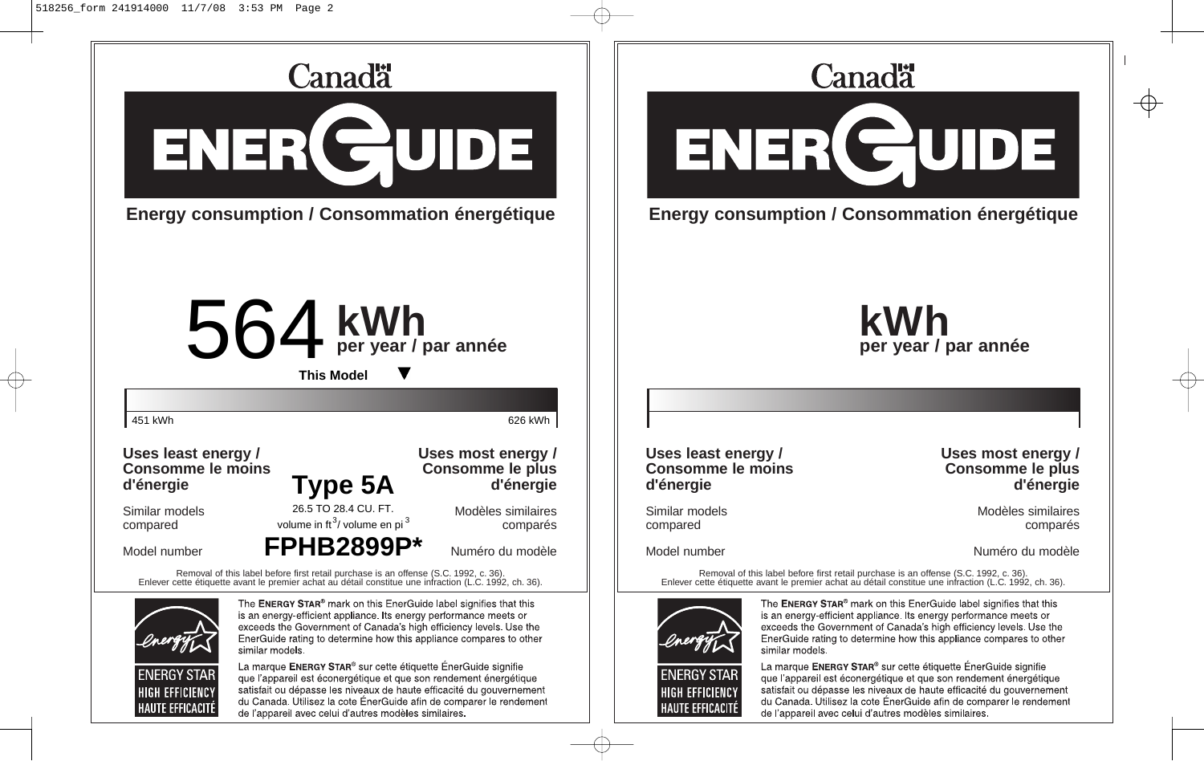Canada

# ENERGUIDE

## Energy consumption / Consommation énergétique

564 **kWh**
**per year / par année**

**This Model** ▼

451 kWh

626 kWh

**Uses least energy / Consomme le moins d'énergie**

**Uses most energy / Consomme le plus d'énergie**

**Type 5A**

Similar models compared

26.5 TO 28.4 CU. FT.
volume in $ft^3$/ volume en $pi^3$

Modèles similaires comparés

Model number **FPHB2899P*** Numéro du modèle

Removal of this label before first retail purchase is an offense (S.C. 1992, c. 36).
Enlever cette étiquette avant le premier achat au détail constitue une infraction (L.C. 1992, ch. 36).

ENERGY STAR
HIGH EFFICIENCY
HAUTE EFFICACITÉ

The **ENERGY STAR**® mark on this EnerGuide label signifies that this is an energy-efficient appliance. Its energy performance meets or exceeds the Government of Canada's high efficiency levels. Use the EnerGuide rating to determine how this appliance compares to other similar models.

La marque **ENERGY STAR**® sur cette étiquette ÉnerGuide signifie que l'appareil est éconergétique et que son rendement énergétique satisfait ou dépasse les niveaux de haute efficacité du gouvernement du Canada. Utilisez la cote ÉnerGuide afin de comparer le rendement de l'appareil avec celui d'autres modèles similaires.

---

Canada

# ENERGUIDE

## Energy consumption / Consommation énergétique

**kWh**
**per year / par année**

**Uses least energy / Consomme le moins d'énergie**

**Uses most energy / Consomme le plus d'énergie**

Similar models compared

Modèles similaires comparés

Model number

Numéro du modèle

Removal of this label before first retail purchase is an offense (S.C. 1992, c. 36).
Enlever cette étiquette avant le premier achat au détail constitue une infraction (L.C. 1992, ch. 36).

ENERGY STAR
HIGH EFFICIENCY
HAUTE EFFICACITÉ

The **ENERGY STAR**® mark on this EnerGuide label signifies that this is an energy-efficient appliance. Its energy performance meets or exceeds the Government of Canada's high efficiency levels. Use the EnerGuide rating to determine how this appliance compares to other similar models.

La marque **ENERGY STAR**® sur cette étiquette ÉnerGuide signifie que l'appareil est éconergétique et que son rendement énergétique satisfait ou dépasse les niveaux de haute efficacité du gouvernement du Canada. Utilisez la cote ÉnerGuide afin de comparer le rendement de l'appareil avec celui d'autres modèles similaires.